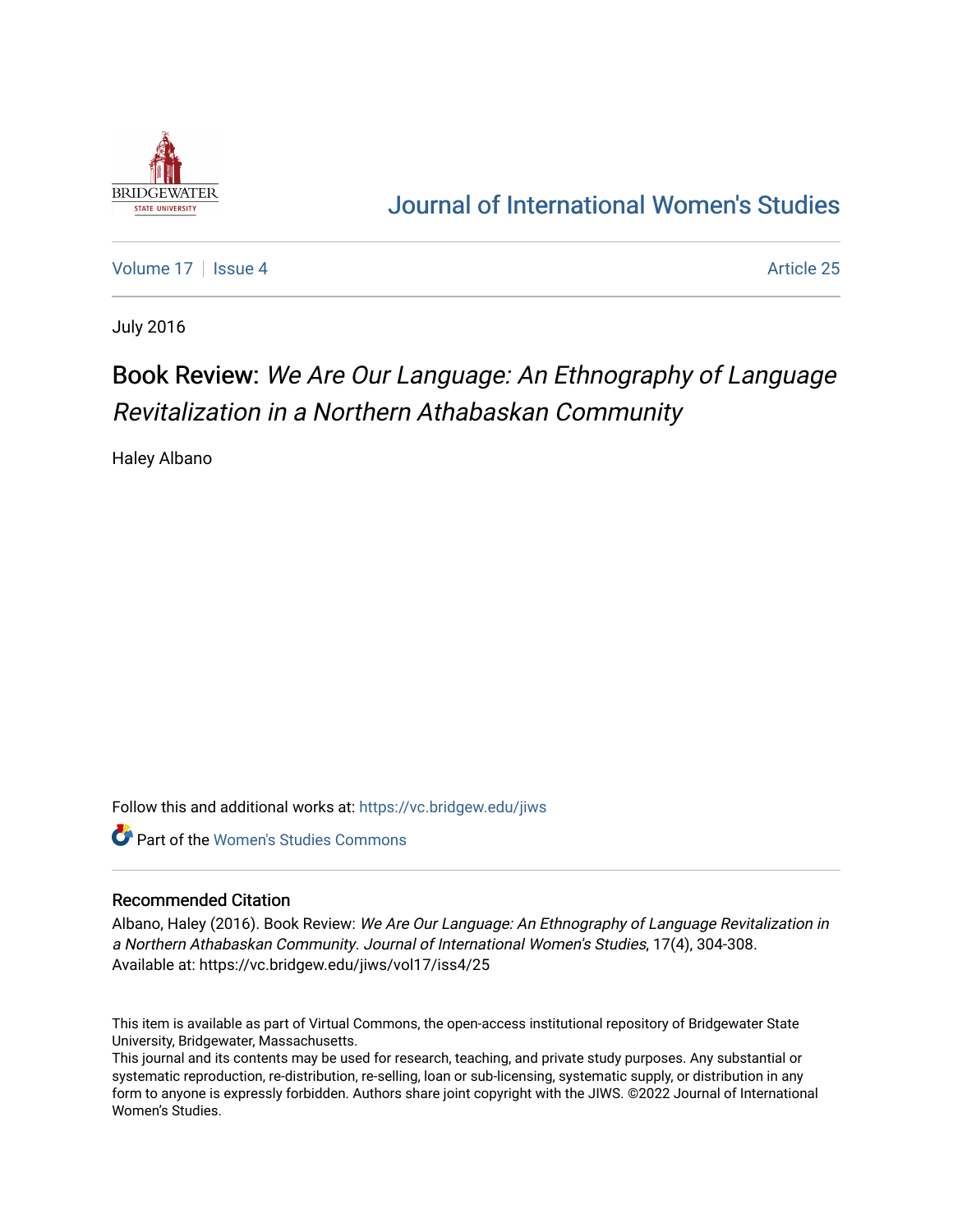Journal of International Women's Studies

Volume 17 | Issue 4 | Article 25

July 2016

# Book Review: *We Are Our Language: An Ethnography of Language Revitalization in a Northern Athabaskan Community*

Haley Albano

Follow this and additional works at: https://vc.bridgew.edu/jiws

Part of the Women's Studies Commons

## Recommended Citation

Albano, Haley (2016). Book Review: *We Are Our Language: An Ethnography of Language Revitalization in a Northern Athabaskan Community*. *Journal of International Women's Studies*, 17(4), 304-308.
Available at: https://vc.bridgew.edu/jiws/vol17/iss4/25

This item is available as part of Virtual Commons, the open-access institutional repository of Bridgewater State University, Bridgewater, Massachusetts.
This journal and its contents may be used for research, teaching, and private study purposes. Any substantial or systematic reproduction, re-distribution, re-selling, loan or sub-licensing, systematic supply, or distribution in any form to anyone is expressly forbidden. Authors share joint copyright with the JIWS. ©2022 Journal of International Women's Studies.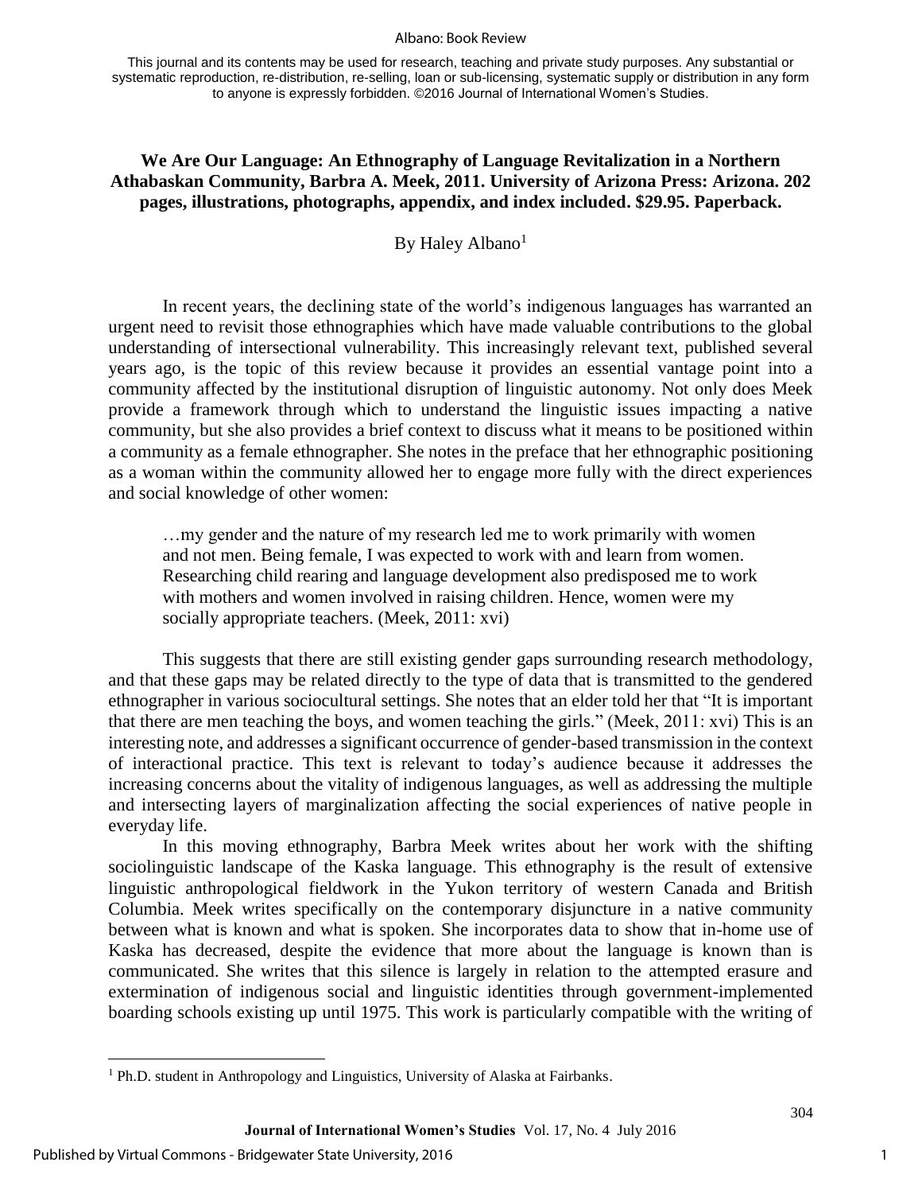This journal and its contents may be used for research, teaching and private study purposes. Any substantial or systematic reproduction, re-distribution, re-selling, loan or sub-licensing, systematic supply or distribution in any form to anyone is expressly forbidden. ©2016 Journal of International Women's Studies.

**We Are Our Language: An Ethnography of Language Revitalization in a Northern Athabaskan Community, Barbra A. Meek, 2011. University of Arizona Press: Arizona. 202 pages, illustrations, photographs, appendix, and index included. $29.95. Paperback.**

By Haley Albano[1]

In recent years, the declining state of the world's indigenous languages has warranted an urgent need to revisit those ethnographies which have made valuable contributions to the global understanding of intersectional vulnerability. This increasingly relevant text, published several years ago, is the topic of this review because it provides an essential vantage point into a community affected by the institutional disruption of linguistic autonomy. Not only does Meek provide a framework through which to understand the linguistic issues impacting a native community, but she also provides a brief context to discuss what it means to be positioned within a community as a female ethnographer. She notes in the preface that her ethnographic positioning as a woman within the community allowed her to engage more fully with the direct experiences and social knowledge of other women:

> …my gender and the nature of my research led me to work primarily with women and not men. Being female, I was expected to work with and learn from women. Researching child rearing and language development also predisposed me to work with mothers and women involved in raising children. Hence, women were my socially appropriate teachers. (Meek, 2011: xvi)

This suggests that there are still existing gender gaps surrounding research methodology, and that these gaps may be related directly to the type of data that is transmitted to the gendered ethnographer in various sociocultural settings. She notes that an elder told her that "It is important that there are men teaching the boys, and women teaching the girls." (Meek, 2011: xvi) This is an interesting note, and addresses a significant occurrence of gender-based transmission in the context of interactional practice. This text is relevant to today's audience because it addresses the increasing concerns about the vitality of indigenous languages, as well as addressing the multiple and intersecting layers of marginalization affecting the social experiences of native people in everyday life.

In this moving ethnography, Barbra Meek writes about her work with the shifting sociolinguistic landscape of the Kaska language. This ethnography is the result of extensive linguistic anthropological fieldwork in the Yukon territory of western Canada and British Columbia. Meek writes specifically on the contemporary disjuncture in a native community between what is known and what is spoken. She incorporates data to show that in-home use of Kaska has decreased, despite the evidence that more about the language is known than is communicated. She writes that this silence is largely in relation to the attempted erasure and extermination of indigenous social and linguistic identities through government-implemented boarding schools existing up until 1975. This work is particularly compatible with the writing of

[1] Ph.D. student in Anthropology and Linguistics, University of Alaska at Fairbanks.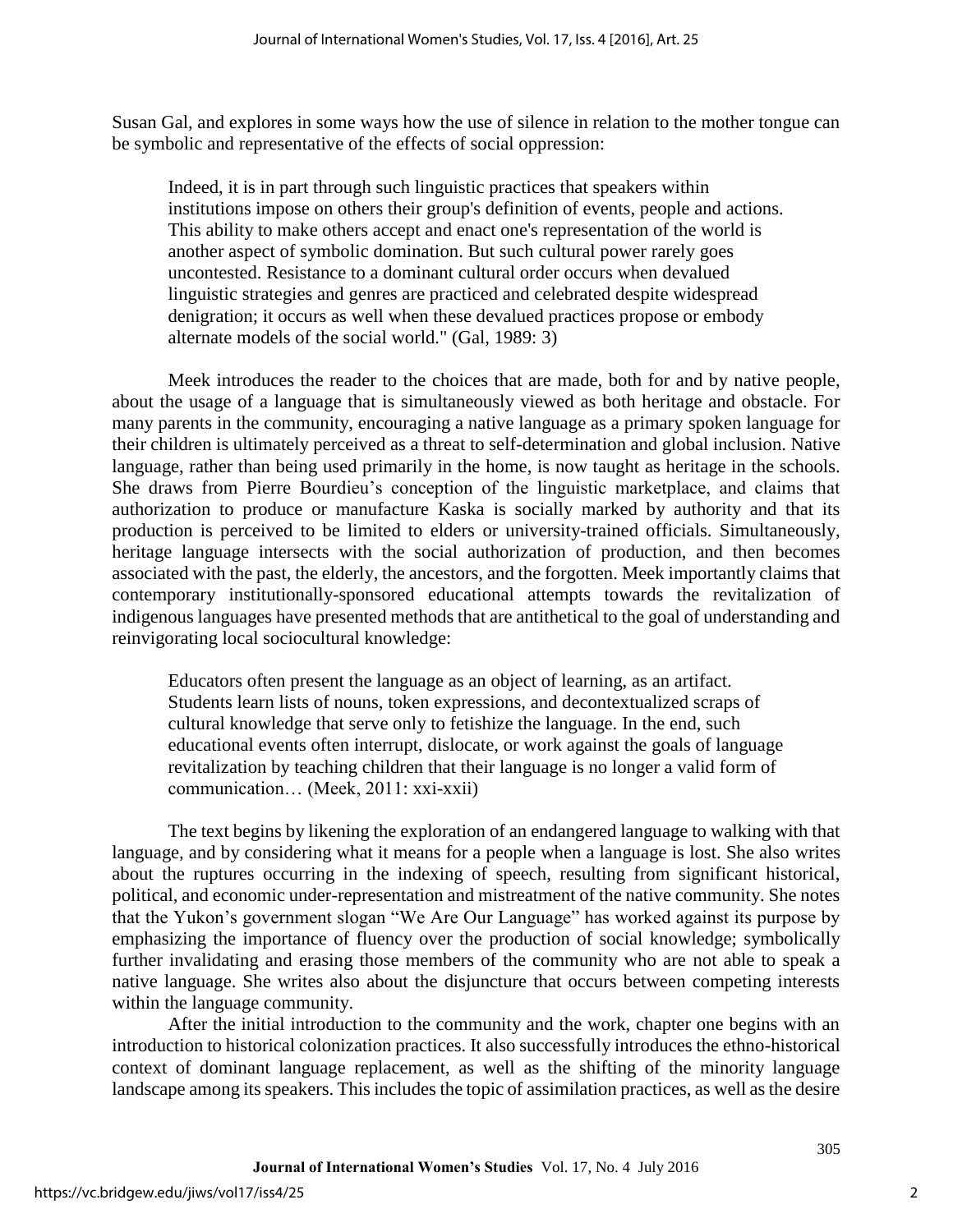Susan Gal, and explores in some ways how the use of silence in relation to the mother tongue can be symbolic and representative of the effects of social oppression:

> Indeed, it is in part through such linguistic practices that speakers within institutions impose on others their group's definition of events, people and actions. This ability to make others accept and enact one's representation of the world is another aspect of symbolic domination. But such cultural power rarely goes uncontested. Resistance to a dominant cultural order occurs when devalued linguistic strategies and genres are practiced and celebrated despite widespread denigration; it occurs as well when these devalued practices propose or embody alternate models of the social world." (Gal, 1989: 3)

Meek introduces the reader to the choices that are made, both for and by native people, about the usage of a language that is simultaneously viewed as both heritage and obstacle. For many parents in the community, encouraging a native language as a primary spoken language for their children is ultimately perceived as a threat to self-determination and global inclusion. Native language, rather than being used primarily in the home, is now taught as heritage in the schools. She draws from Pierre Bourdieu's conception of the linguistic marketplace, and claims that authorization to produce or manufacture Kaska is socially marked by authority and that its production is perceived to be limited to elders or university-trained officials. Simultaneously, heritage language intersects with the social authorization of production, and then becomes associated with the past, the elderly, the ancestors, and the forgotten. Meek importantly claims that contemporary institutionally-sponsored educational attempts towards the revitalization of indigenous languages have presented methods that are antithetical to the goal of understanding and reinvigorating local sociocultural knowledge:

> Educators often present the language as an object of learning, as an artifact. Students learn lists of nouns, token expressions, and decontextualized scraps of cultural knowledge that serve only to fetishize the language. In the end, such educational events often interrupt, dislocate, or work against the goals of language revitalization by teaching children that their language is no longer a valid form of communication… (Meek, 2011: xxi-xxii)

The text begins by likening the exploration of an endangered language to walking with that language, and by considering what it means for a people when a language is lost. She also writes about the ruptures occurring in the indexing of speech, resulting from significant historical, political, and economic under-representation and mistreatment of the native community. She notes that the Yukon's government slogan "We Are Our Language" has worked against its purpose by emphasizing the importance of fluency over the production of social knowledge; symbolically further invalidating and erasing those members of the community who are not able to speak a native language. She writes also about the disjuncture that occurs between competing interests within the language community.

After the initial introduction to the community and the work, chapter one begins with an introduction to historical colonization practices. It also successfully introduces the ethno-historical context of dominant language replacement, as well as the shifting of the minority language landscape among its speakers. This includes the topic of assimilation practices, as well as the desire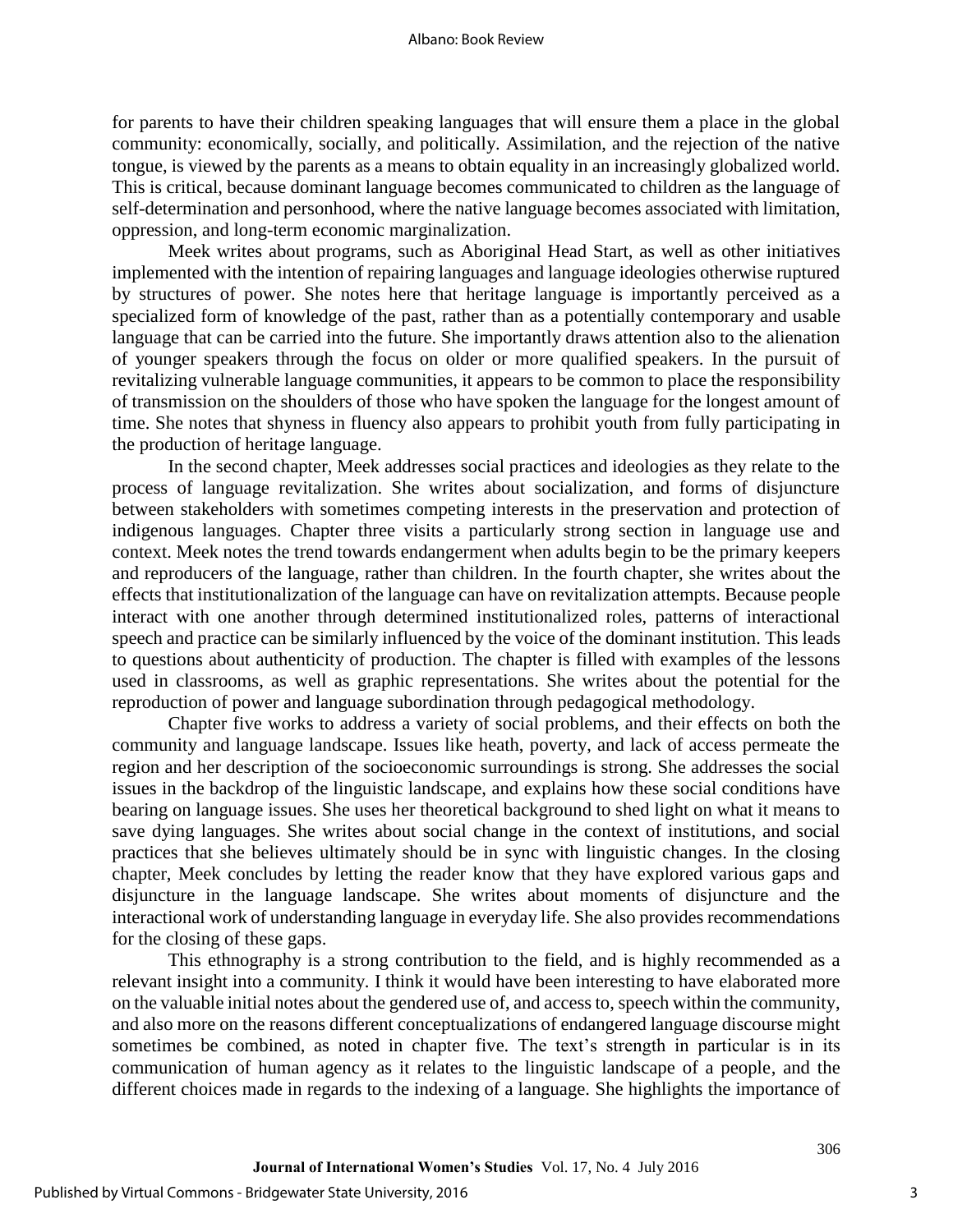for parents to have their children speaking languages that will ensure them a place in the global community: economically, socially, and politically. Assimilation, and the rejection of the native tongue, is viewed by the parents as a means to obtain equality in an increasingly globalized world. This is critical, because dominant language becomes communicated to children as the language of self-determination and personhood, where the native language becomes associated with limitation, oppression, and long-term economic marginalization.

Meek writes about programs, such as Aboriginal Head Start, as well as other initiatives implemented with the intention of repairing languages and language ideologies otherwise ruptured by structures of power. She notes here that heritage language is importantly perceived as a specialized form of knowledge of the past, rather than as a potentially contemporary and usable language that can be carried into the future. She importantly draws attention also to the alienation of younger speakers through the focus on older or more qualified speakers. In the pursuit of revitalizing vulnerable language communities, it appears to be common to place the responsibility of transmission on the shoulders of those who have spoken the language for the longest amount of time. She notes that shyness in fluency also appears to prohibit youth from fully participating in the production of heritage language.

In the second chapter, Meek addresses social practices and ideologies as they relate to the process of language revitalization. She writes about socialization, and forms of disjuncture between stakeholders with sometimes competing interests in the preservation and protection of indigenous languages. Chapter three visits a particularly strong section in language use and context. Meek notes the trend towards endangerment when adults begin to be the primary keepers and reproducers of the language, rather than children. In the fourth chapter, she writes about the effects that institutionalization of the language can have on revitalization attempts. Because people interact with one another through determined institutionalized roles, patterns of interactional speech and practice can be similarly influenced by the voice of the dominant institution. This leads to questions about authenticity of production. The chapter is filled with examples of the lessons used in classrooms, as well as graphic representations. She writes about the potential for the reproduction of power and language subordination through pedagogical methodology.

Chapter five works to address a variety of social problems, and their effects on both the community and language landscape. Issues like heath, poverty, and lack of access permeate the region and her description of the socioeconomic surroundings is strong. She addresses the social issues in the backdrop of the linguistic landscape, and explains how these social conditions have bearing on language issues. She uses her theoretical background to shed light on what it means to save dying languages. She writes about social change in the context of institutions, and social practices that she believes ultimately should be in sync with linguistic changes. In the closing chapter, Meek concludes by letting the reader know that they have explored various gaps and disjuncture in the language landscape. She writes about moments of disjuncture and the interactional work of understanding language in everyday life. She also provides recommendations for the closing of these gaps.

This ethnography is a strong contribution to the field, and is highly recommended as a relevant insight into a community. I think it would have been interesting to have elaborated more on the valuable initial notes about the gendered use of, and access to, speech within the community, and also more on the reasons different conceptualizations of endangered language discourse might sometimes be combined, as noted in chapter five. The text's strength in particular is in its communication of human agency as it relates to the linguistic landscape of a people, and the different choices made in regards to the indexing of a language. She highlights the importance of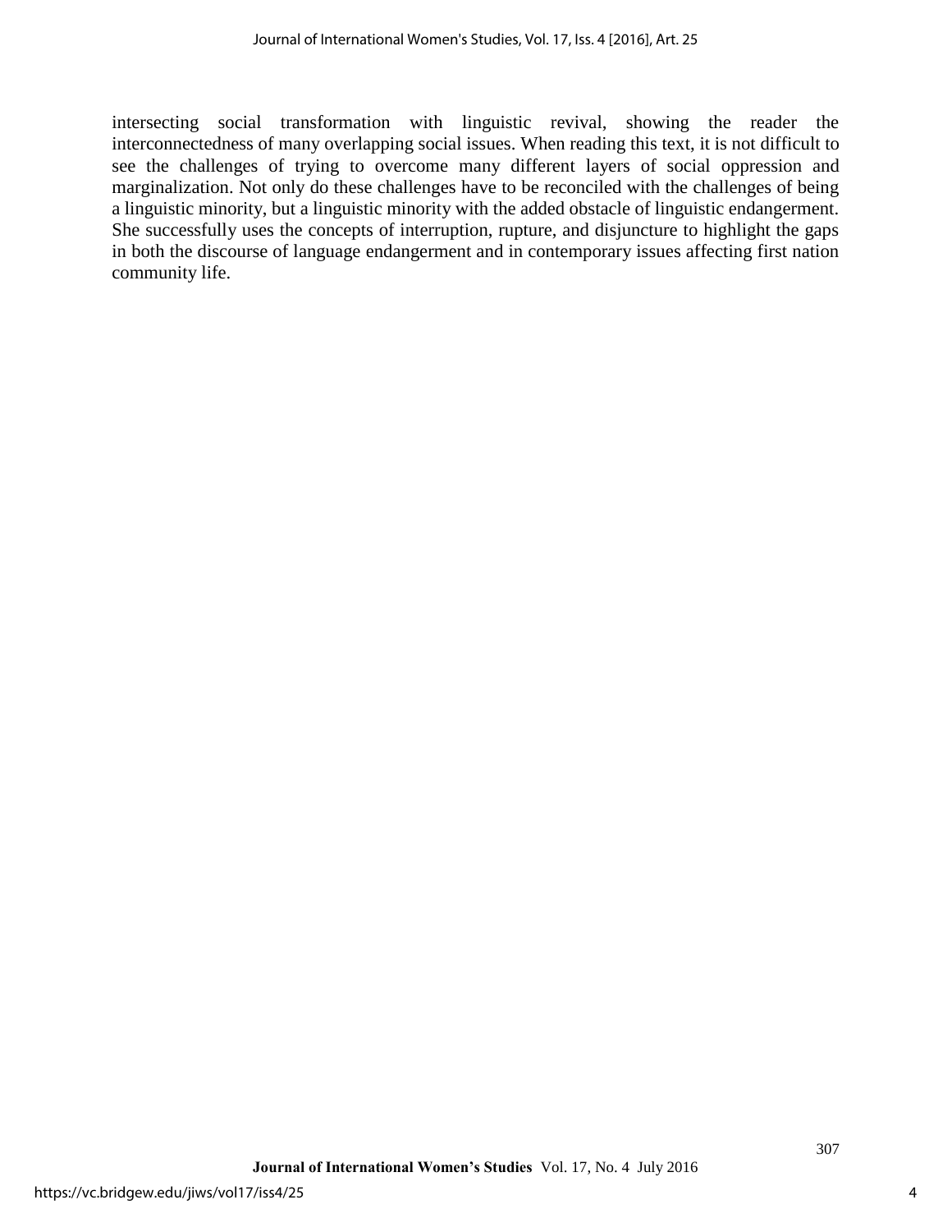intersecting social transformation with linguistic revival, showing the reader the interconnectedness of many overlapping social issues. When reading this text, it is not difficult to see the challenges of trying to overcome many different layers of social oppression and marginalization. Not only do these challenges have to be reconciled with the challenges of being a linguistic minority, but a linguistic minority with the added obstacle of linguistic endangerment. She successfully uses the concepts of interruption, rupture, and disjuncture to highlight the gaps in both the discourse of language endangerment and in contemporary issues affecting first nation community life.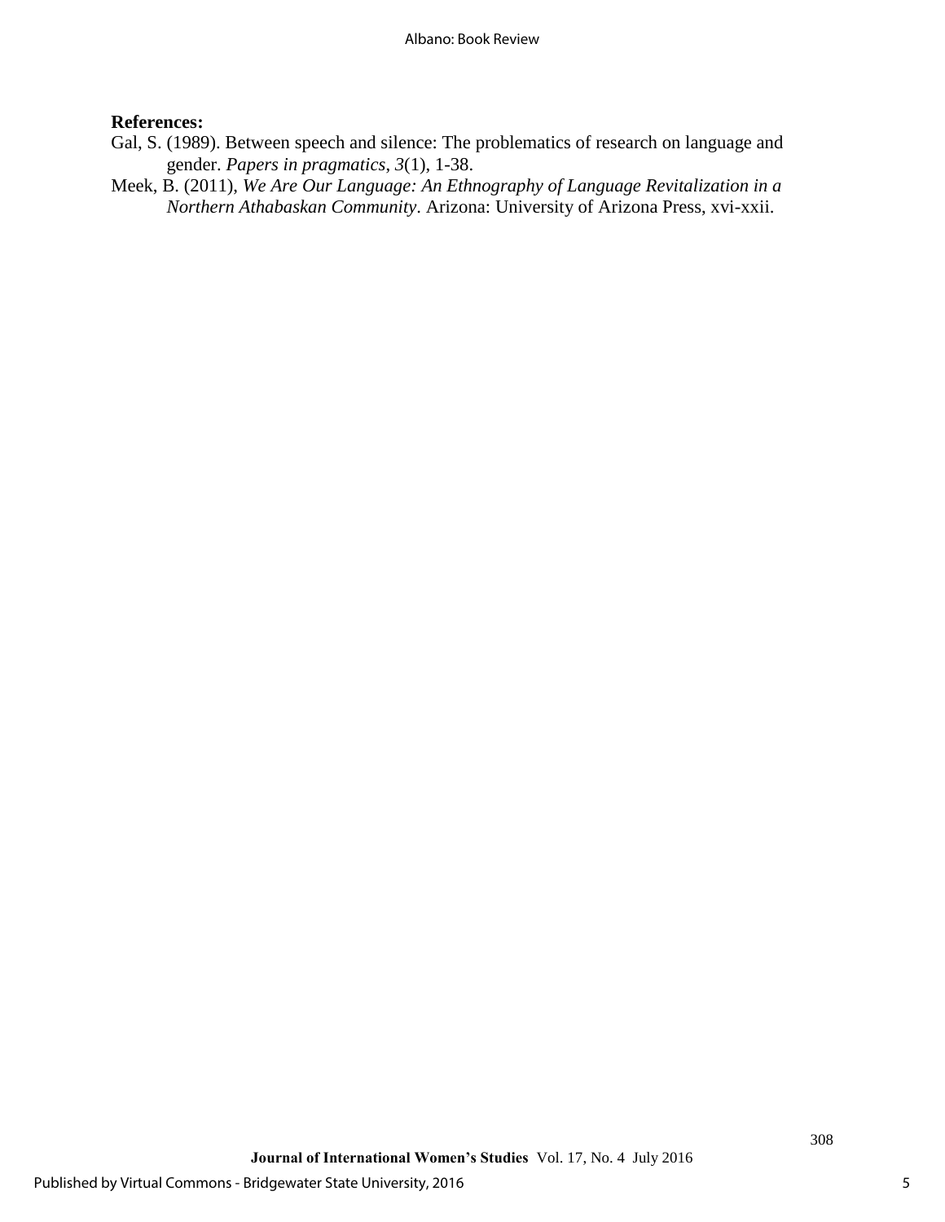**References:**

Gal, S. (1989). Between speech and silence: The problematics of research on language and gender. *Papers in pragmatics*, *3*(1), 1-38.

Meek, B. (2011), *We Are Our Language: An Ethnography of Language Revitalization in a Northern Athabaskan Community*. Arizona: University of Arizona Press, xvi-xxii.